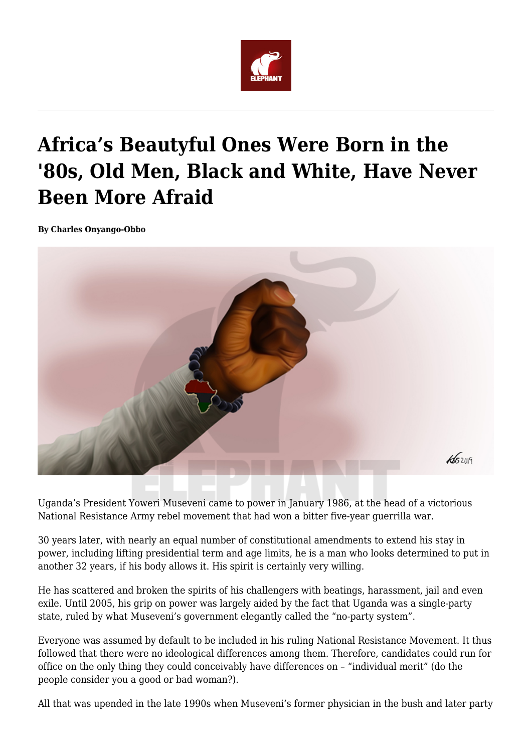# Africa's Beautyful Ones Were Born in the '80s, Old Men, Black and White, Have Never Been More Afraid

**By Charles Onyango-Obbo**

Uganda's President Yoweri Museveni came to power in January 1986, at the head of a victorious National Resistance Army rebel movement that had won a bitter five-year guerrilla war.

30 years later, with nearly an equal number of constitutional amendments to extend his stay in power, including lifting presidential term and age limits, he is a man who looks determined to put in another 32 years, if his body allows it. His spirit is certainly very willing.

He has scattered and broken the spirits of his challengers with beatings, harassment, jail and even exile. Until 2005, his grip on power was largely aided by the fact that Uganda was a single-party state, ruled by what Museveni's government elegantly called the "no-party system".

Everyone was assumed by default to be included in his ruling National Resistance Movement. It thus followed that there were no ideological differences among them. Therefore, candidates could run for office on the only thing they could conceivably have differences on – "individual merit" (do the people consider you a good or bad woman?).

All that was upended in the late 1990s when Museveni's former physician in the bush and later party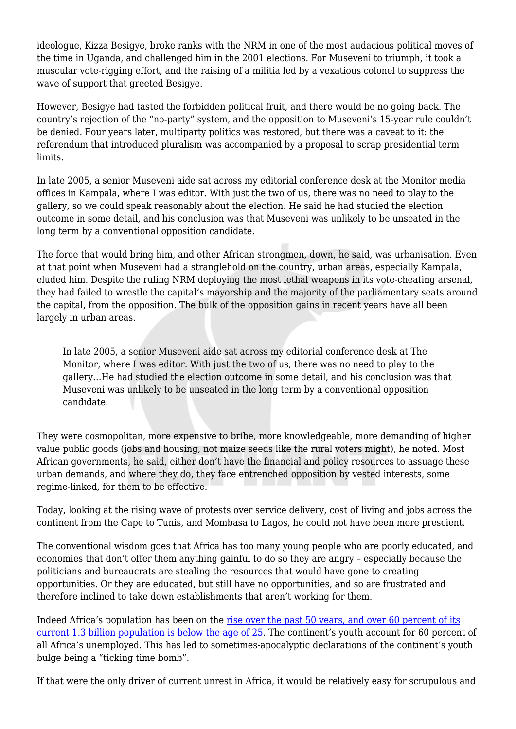ideologue, Kizza Besigye, broke ranks with the NRM in one of the most audacious political moves of the time in Uganda, and challenged him in the 2001 elections. For Museveni to triumph, it took a muscular vote-rigging effort, and the raising of a militia led by a vexatious colonel to suppress the wave of support that greeted Besigye.

However, Besigye had tasted the forbidden political fruit, and there would be no going back. The country's rejection of the "no-party" system, and the opposition to Museveni's 15-year rule couldn't be denied. Four years later, multiparty politics was restored, but there was a caveat to it: the referendum that introduced pluralism was accompanied by a proposal to scrap presidential term limits.

In late 2005, a senior Museveni aide sat across my editorial conference desk at the Monitor media offices in Kampala, where I was editor. With just the two of us, there was no need to play to the gallery, so we could speak reasonably about the election. He said he had studied the election outcome in some detail, and his conclusion was that Museveni was unlikely to be unseated in the long term by a conventional opposition candidate.

The force that would bring him, and other African strongmen, down, he said, was urbanisation. Even at that point when Museveni had a stranglehold on the country, urban areas, especially Kampala, eluded him. Despite the ruling NRM deploying the most lethal weapons in its vote-cheating arsenal, they had failed to wrestle the capital's mayorship and the majority of the parliamentary seats around the capital, from the opposition. The bulk of the opposition gains in recent years have all been largely in urban areas.

> In late 2005, a senior Museveni aide sat across my editorial conference desk at The Monitor, where I was editor. With just the two of us, there was no need to play to the gallery…He had studied the election outcome in some detail, and his conclusion was that Museveni was unlikely to be unseated in the long term by a conventional opposition candidate.

They were cosmopolitan, more expensive to bribe, more knowledgeable, more demanding of higher value public goods (jobs and housing, not maize seeds like the rural voters might), he noted. Most African governments, he said, either don't have the financial and policy resources to assuage these urban demands, and where they do, they face entrenched opposition by vested interests, some regime-linked, for them to be effective.

Today, looking at the rising wave of protests over service delivery, cost of living and jobs across the continent from the Cape to Tunis, and Mombasa to Lagos, he could not have been more prescient.

The conventional wisdom goes that Africa has too many young people who are poorly educated, and economies that don't offer them anything gainful to do so they are angry – especially because the politicians and bureaucrats are stealing the resources that would have gone to creating opportunities. Or they are educated, but still have no opportunities, and so are frustrated and therefore inclined to take down establishments that aren't working for them.

Indeed Africa's population has been on the rise over the past 50 years, and over 60 percent of its current 1.3 billion population is below the age of 25. The continent's youth account for 60 percent of all Africa's unemployed. This has led to sometimes-apocalyptic declarations of the continent's youth bulge being a "ticking time bomb".

If that were the only driver of current unrest in Africa, it would be relatively easy for scrupulous and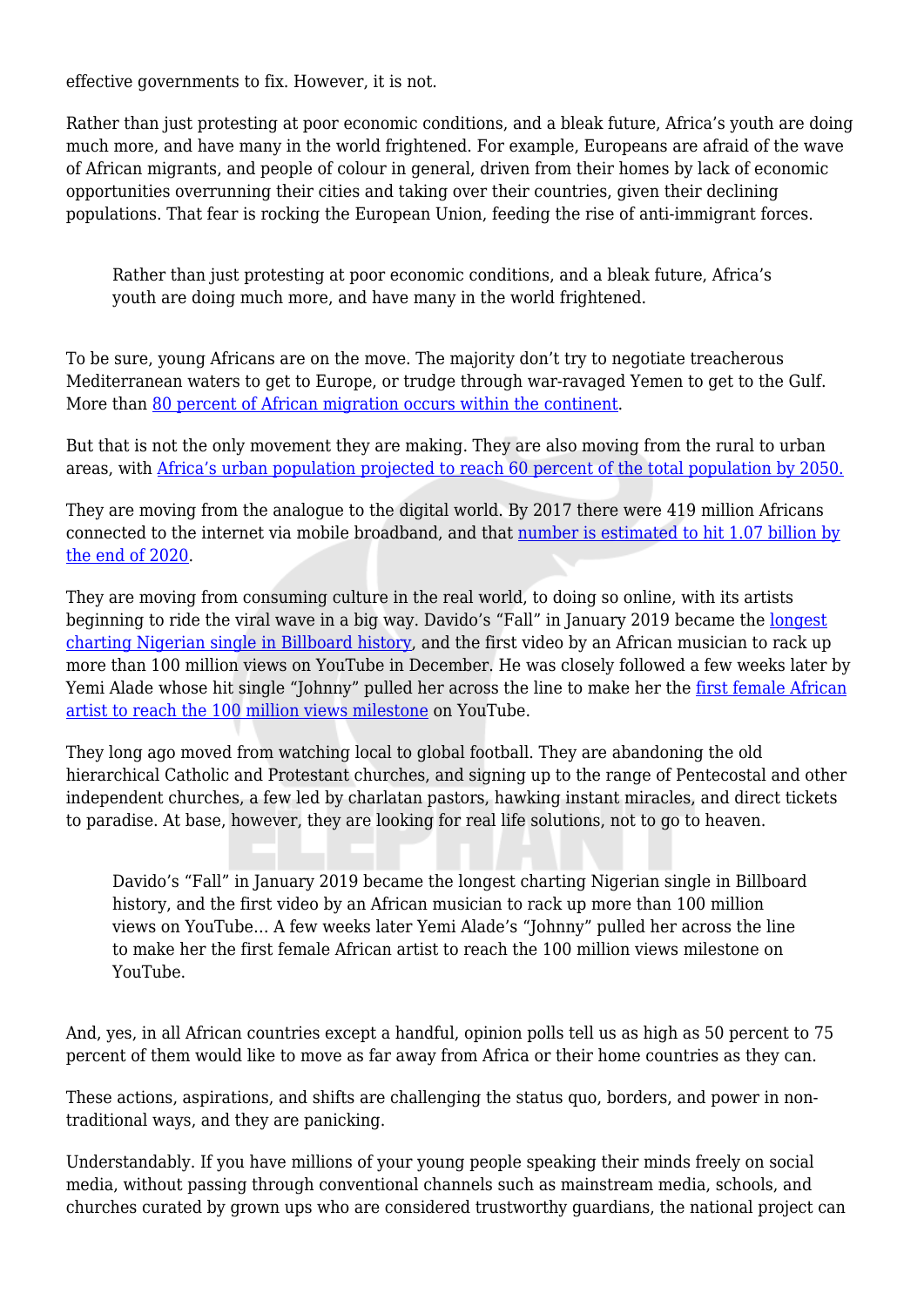effective governments to fix. However, it is not.

Rather than just protesting at poor economic conditions, and a bleak future, Africa's youth are doing much more, and have many in the world frightened. For example, Europeans are afraid of the wave of African migrants, and people of colour in general, driven from their homes by lack of economic opportunities overrunning their cities and taking over their countries, given their declining populations. That fear is rocking the European Union, feeding the rise of anti-immigrant forces.

> Rather than just protesting at poor economic conditions, and a bleak future, Africa's youth are doing much more, and have many in the world frightened.

To be sure, young Africans are on the move. The majority don't try to negotiate treacherous Mediterranean waters to get to Europe, or trudge through war-ravaged Yemen to get to the Gulf. More than 80 percent of African migration occurs within the continent.

But that is not the only movement they are making. They are also moving from the rural to urban areas, with Africa's urban population projected to reach 60 percent of the total population by 2050.

They are moving from the analogue to the digital world. By 2017 there were 419 million Africans connected to the internet via mobile broadband, and that number is estimated to hit 1.07 billion by the end of 2020.

They are moving from consuming culture in the real world, to doing so online, with its artists beginning to ride the viral wave in a big way. Davido's "Fall" in January 2019 became the longest charting Nigerian single in Billboard history, and the first video by an African musician to rack up more than 100 million views on YouTube in December. He was closely followed a few weeks later by Yemi Alade whose hit single "Johnny" pulled her across the line to make her the first female African artist to reach the 100 million views milestone on YouTube.

They long ago moved from watching local to global football. They are abandoning the old hierarchical Catholic and Protestant churches, and signing up to the range of Pentecostal and other independent churches, a few led by charlatan pastors, hawking instant miracles, and direct tickets to paradise. At base, however, they are looking for real life solutions, not to go to heaven.

> Davido's "Fall" in January 2019 became the longest charting Nigerian single in Billboard history, and the first video by an African musician to rack up more than 100 million views on YouTube… A few weeks later Yemi Alade's "Johnny" pulled her across the line to make her the first female African artist to reach the 100 million views milestone on YouTube.

And, yes, in all African countries except a handful, opinion polls tell us as high as 50 percent to 75 percent of them would like to move as far away from Africa or their home countries as they can.

These actions, aspirations, and shifts are challenging the status quo, borders, and power in non-traditional ways, and they are panicking.

Understandably. If you have millions of your young people speaking their minds freely on social media, without passing through conventional channels such as mainstream media, schools, and churches curated by grown ups who are considered trustworthy guardians, the national project can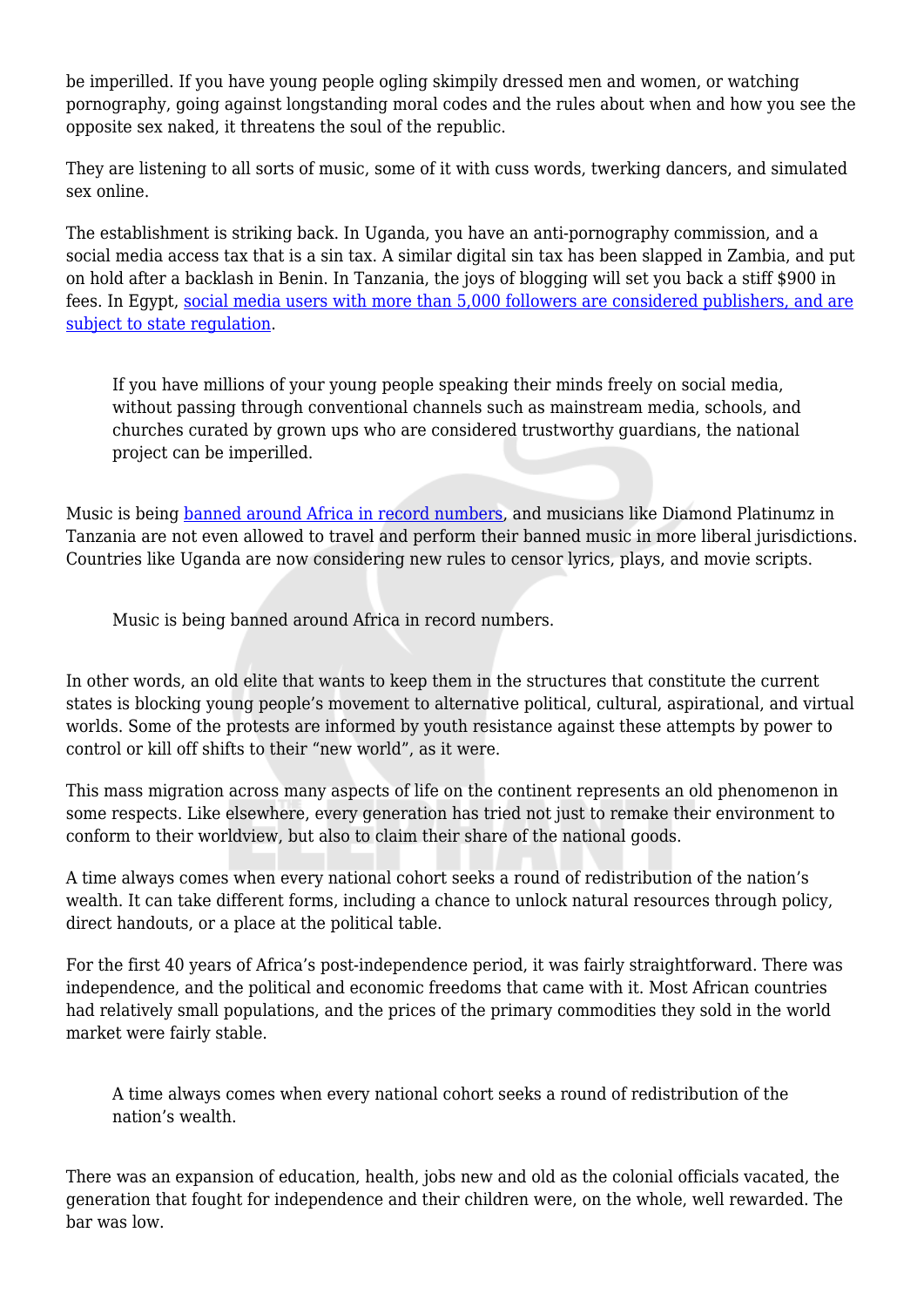be imperilled. If you have young people ogling skimpily dressed men and women, or watching pornography, going against longstanding moral codes and the rules about when and how you see the opposite sex naked, it threatens the soul of the republic.

They are listening to all sorts of music, some of it with cuss words, twerking dancers, and simulated sex online.

The establishment is striking back. In Uganda, you have an anti-pornography commission, and a social media access tax that is a sin tax. A similar digital sin tax has been slapped in Zambia, and put on hold after a backlash in Benin. In Tanzania, the joys of blogging will set you back a stiff $900 in fees. In Egypt, [social media users with more than 5,000 followers are considered publishers, and are subject to state regulation]().

> If you have millions of your young people speaking their minds freely on social media, without passing through conventional channels such as mainstream media, schools, and churches curated by grown ups who are considered trustworthy guardians, the national project can be imperilled.

Music is being [banned around Africa in record numbers](), and musicians like Diamond Platinumz in Tanzania are not even allowed to travel and perform their banned music in more liberal jurisdictions. Countries like Uganda are now considering new rules to censor lyrics, plays, and movie scripts.

> Music is being banned around Africa in record numbers.

In other words, an old elite that wants to keep them in the structures that constitute the current states is blocking young people's movement to alternative political, cultural, aspirational, and virtual worlds. Some of the protests are informed by youth resistance against these attempts by power to control or kill off shifts to their "new world", as it were.

This mass migration across many aspects of life on the continent represents an old phenomenon in some respects. Like elsewhere, every generation has tried not just to remake their environment to conform to their worldview, but also to claim their share of the national goods.

A time always comes when every national cohort seeks a round of redistribution of the nation's wealth. It can take different forms, including a chance to unlock natural resources through policy, direct handouts, or a place at the political table.

For the first 40 years of Africa's post-independence period, it was fairly straightforward. There was independence, and the political and economic freedoms that came with it. Most African countries had relatively small populations, and the prices of the primary commodities they sold in the world market were fairly stable.

> A time always comes when every national cohort seeks a round of redistribution of the nation's wealth.

There was an expansion of education, health, jobs new and old as the colonial officials vacated, the generation that fought for independence and their children were, on the whole, well rewarded. The bar was low.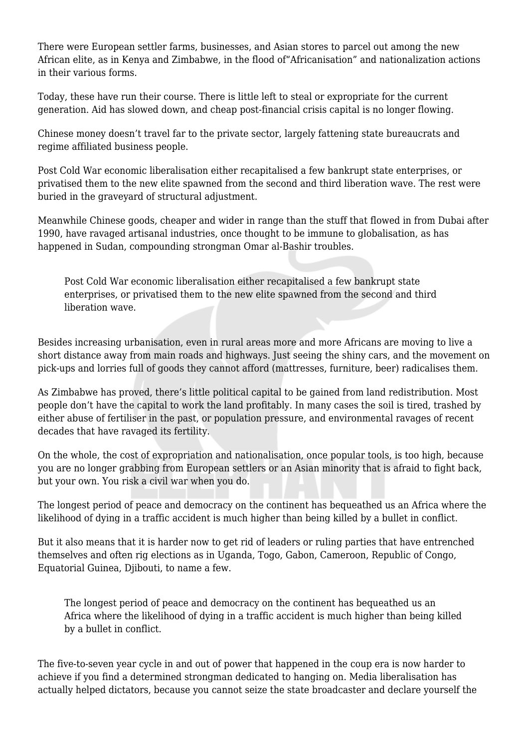There were European settler farms, businesses, and Asian stores to parcel out among the new African elite, as in Kenya and Zimbabwe, in the flood of"Africanisation" and nationalization actions in their various forms.

Today, these have run their course. There is little left to steal or expropriate for the current generation. Aid has slowed down, and cheap post-financial crisis capital is no longer flowing.

Chinese money doesn't travel far to the private sector, largely fattening state bureaucrats and regime affiliated business people.

Post Cold War economic liberalisation either recapitalised a few bankrupt state enterprises, or privatised them to the new elite spawned from the second and third liberation wave. The rest were buried in the graveyard of structural adjustment.

Meanwhile Chinese goods, cheaper and wider in range than the stuff that flowed in from Dubai after 1990, have ravaged artisanal industries, once thought to be immune to globalisation, as has happened in Sudan, compounding strongman Omar al-Bashir troubles.

> Post Cold War economic liberalisation either recapitalised a few bankrupt state enterprises, or privatised them to the new elite spawned from the second and third liberation wave.

Besides increasing urbanisation, even in rural areas more and more Africans are moving to live a short distance away from main roads and highways. Just seeing the shiny cars, and the movement on pick-ups and lorries full of goods they cannot afford (mattresses, furniture, beer) radicalises them.

As Zimbabwe has proved, there's little political capital to be gained from land redistribution. Most people don't have the capital to work the land profitably. In many cases the soil is tired, trashed by either abuse of fertiliser in the past, or population pressure, and environmental ravages of recent decades that have ravaged its fertility.

On the whole, the cost of expropriation and nationalisation, once popular tools, is too high, because you are no longer grabbing from European settlers or an Asian minority that is afraid to fight back, but your own. You risk a civil war when you do.

The longest period of peace and democracy on the continent has bequeathed us an Africa where the likelihood of dying in a traffic accident is much higher than being killed by a bullet in conflict.

But it also means that it is harder now to get rid of leaders or ruling parties that have entrenched themselves and often rig elections as in Uganda, Togo, Gabon, Cameroon, Republic of Congo, Equatorial Guinea, Djibouti, to name a few.

> The longest period of peace and democracy on the continent has bequeathed us an Africa where the likelihood of dying in a traffic accident is much higher than being killed by a bullet in conflict.

The five-to-seven year cycle in and out of power that happened in the coup era is now harder to achieve if you find a determined strongman dedicated to hanging on. Media liberalisation has actually helped dictators, because you cannot seize the state broadcaster and declare yourself the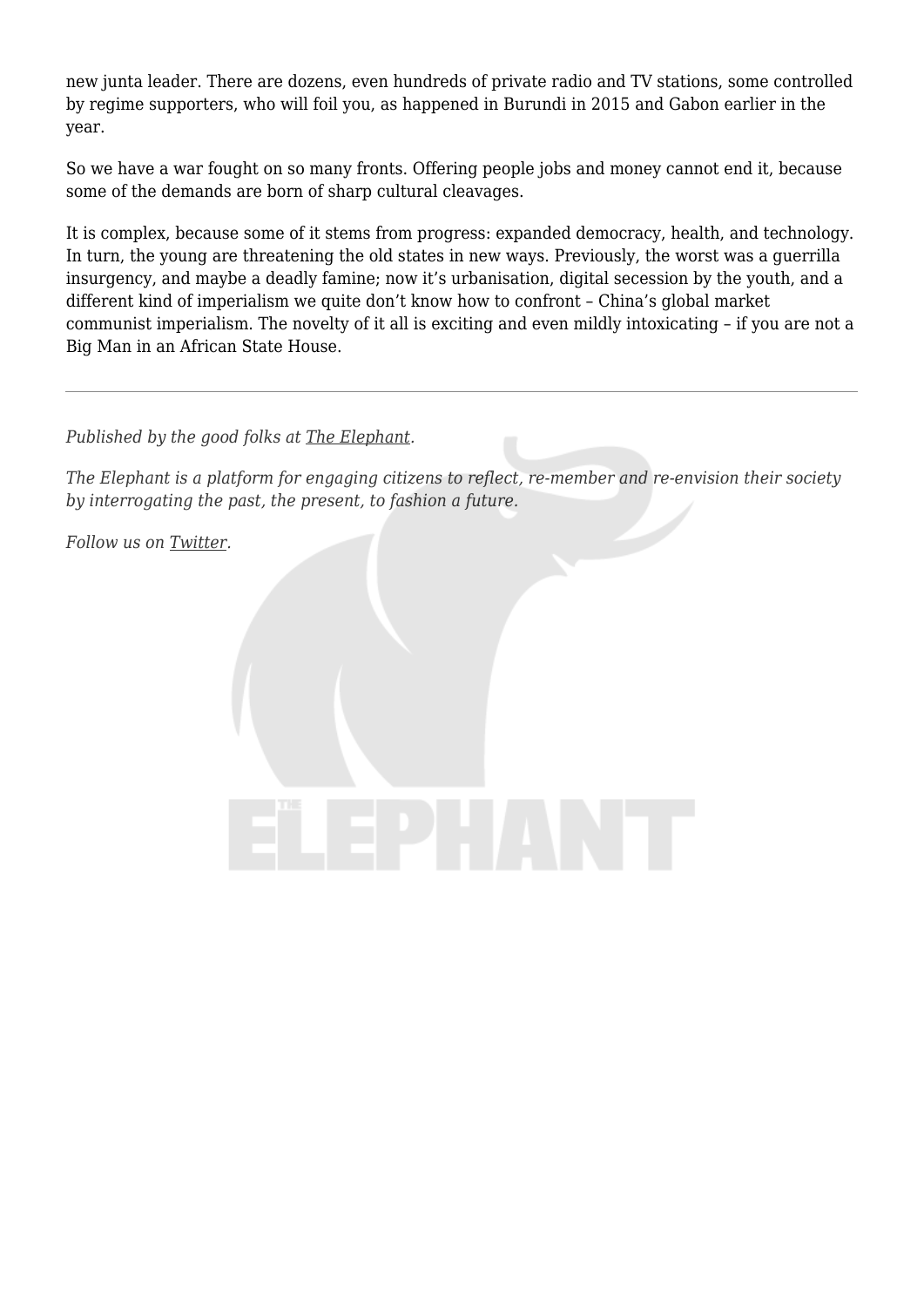new junta leader. There are dozens, even hundreds of private radio and TV stations, some controlled by regime supporters, who will foil you, as happened in Burundi in 2015 and Gabon earlier in the year.

So we have a war fought on so many fronts. Offering people jobs and money cannot end it, because some of the demands are born of sharp cultural cleavages.

It is complex, because some of it stems from progress: expanded democracy, health, and technology. In turn, the young are threatening the old states in new ways. Previously, the worst was a guerrilla insurgency, and maybe a deadly famine; now it's urbanisation, digital secession by the youth, and a different kind of imperialism we quite don't know how to confront – China's global market communist imperialism. The novelty of it all is exciting and even mildly intoxicating – if you are not a Big Man in an African State House.

---

*Published by the good folks at The Elephant.*

*The Elephant is a platform for engaging citizens to reflect, re-member and re-envision their society by interrogating the past, the present, to fashion a future.*

*Follow us on Twitter.*